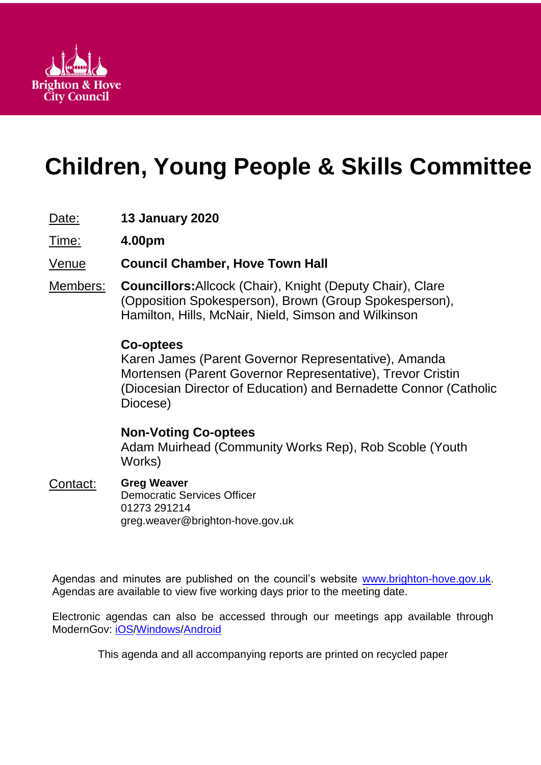Brighton & Hove City Council

# Children, Young People & Skills Committee

Date: **13 January 2020**

Time: **4.00pm**

Venue **Council Chamber, Hove Town Hall**

Members: **Councillors:** Allcock (Chair), Knight (Deputy Chair), Clare (Opposition Spokesperson), Brown (Group Spokesperson), Hamilton, Hills, McNair, Nield, Simson and Wilkinson

**Co-optees**
Karen James (Parent Governor Representative), Amanda Mortensen (Parent Governor Representative), Trevor Cristin (Diocesian Director of Education) and Bernadette Connor (Catholic Diocese)

**Non-Voting Co-optees**
Adam Muirhead (Community Works Rep), Rob Scoble (Youth Works)

Contact: **Greg Weaver**
Democratic Services Officer
01273 291214
greg.weaver@brighton-hove.gov.uk

Agendas and minutes are published on the council's website www.brighton-hove.gov.uk. Agendas are available to view five working days prior to the meeting date.

Electronic agendas can also be accessed through our meetings app available through ModernGov: iOS/Windows/Android

This agenda and all accompanying reports are printed on recycled paper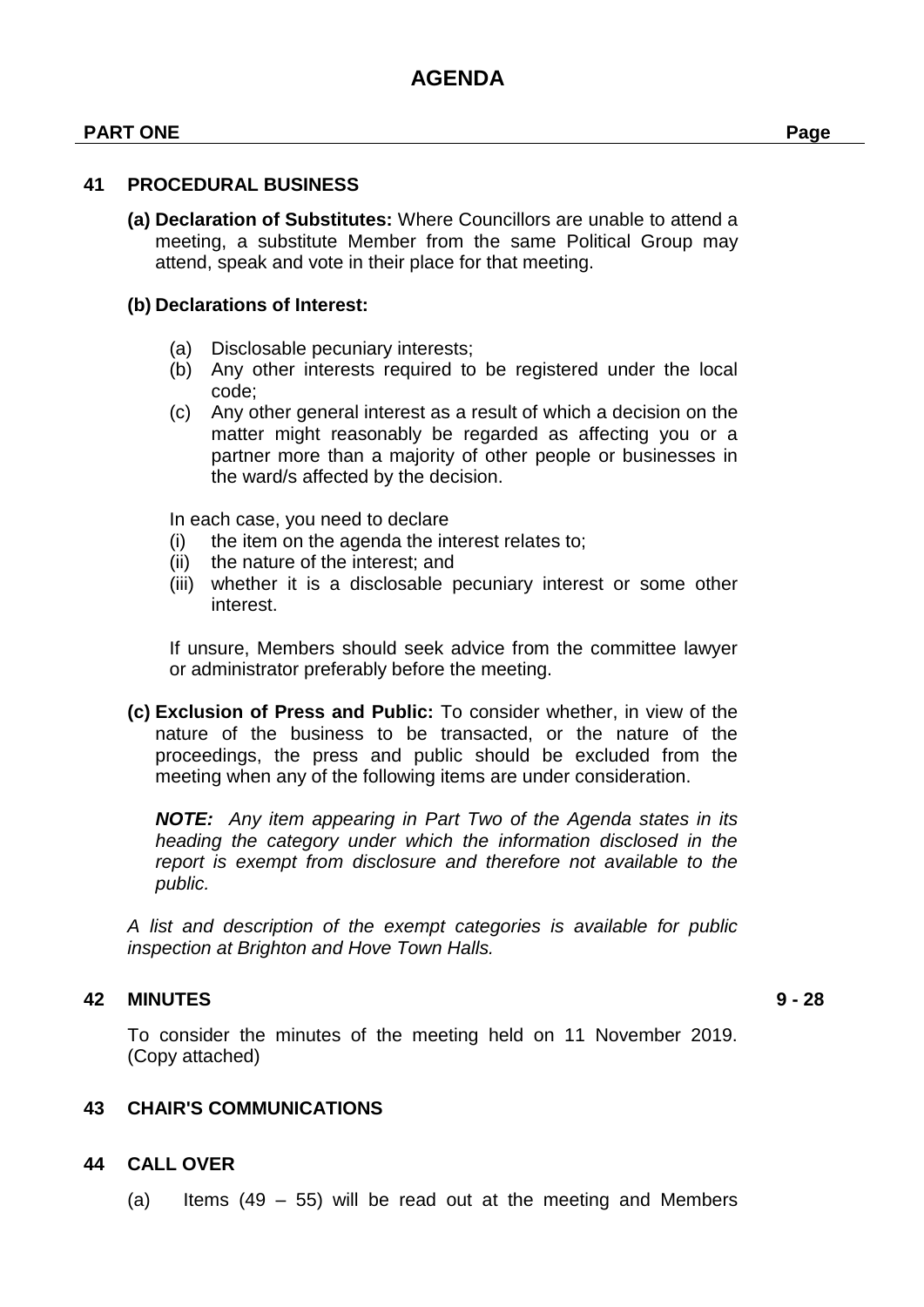# AGENDA

**PART ONE** **Page**

## 41 PROCEDURAL BUSINESS

**(a) Declaration of Substitutes:** Where Councillors are unable to attend a meeting, a substitute Member from the same Political Group may attend, speak and vote in their place for that meeting.

**(b) Declarations of Interest:**

(a) Disclosable pecuniary interests;
(b) Any other interests required to be registered under the local code;
(c) Any other general interest as a result of which a decision on the matter might reasonably be regarded as affecting you or a partner more than a majority of other people or businesses in the ward/s affected by the decision.

In each case, you need to declare
(i) the item on the agenda the interest relates to;
(ii) the nature of the interest; and
(iii) whether it is a disclosable pecuniary interest or some other interest.

If unsure, Members should seek advice from the committee lawyer or administrator preferably before the meeting.

**(c) Exclusion of Press and Public:** To consider whether, in view of the nature of the business to be transacted, or the nature of the proceedings, the press and public should be excluded from the meeting when any of the following items are under consideration.

***NOTE:*** *Any item appearing in Part Two of the Agenda states in its heading the category under which the information disclosed in the report is exempt from disclosure and therefore not available to the public.*

*A list and description of the exempt categories is available for public inspection at Brighton and Hove Town Halls.*

## 42 MINUTES **9 - 28**

To consider the minutes of the meeting held on 11 November 2019. (Copy attached)

## 43 CHAIR'S COMMUNICATIONS

## 44 CALL OVER

(a) Items (49 – 55) will be read out at the meeting and Members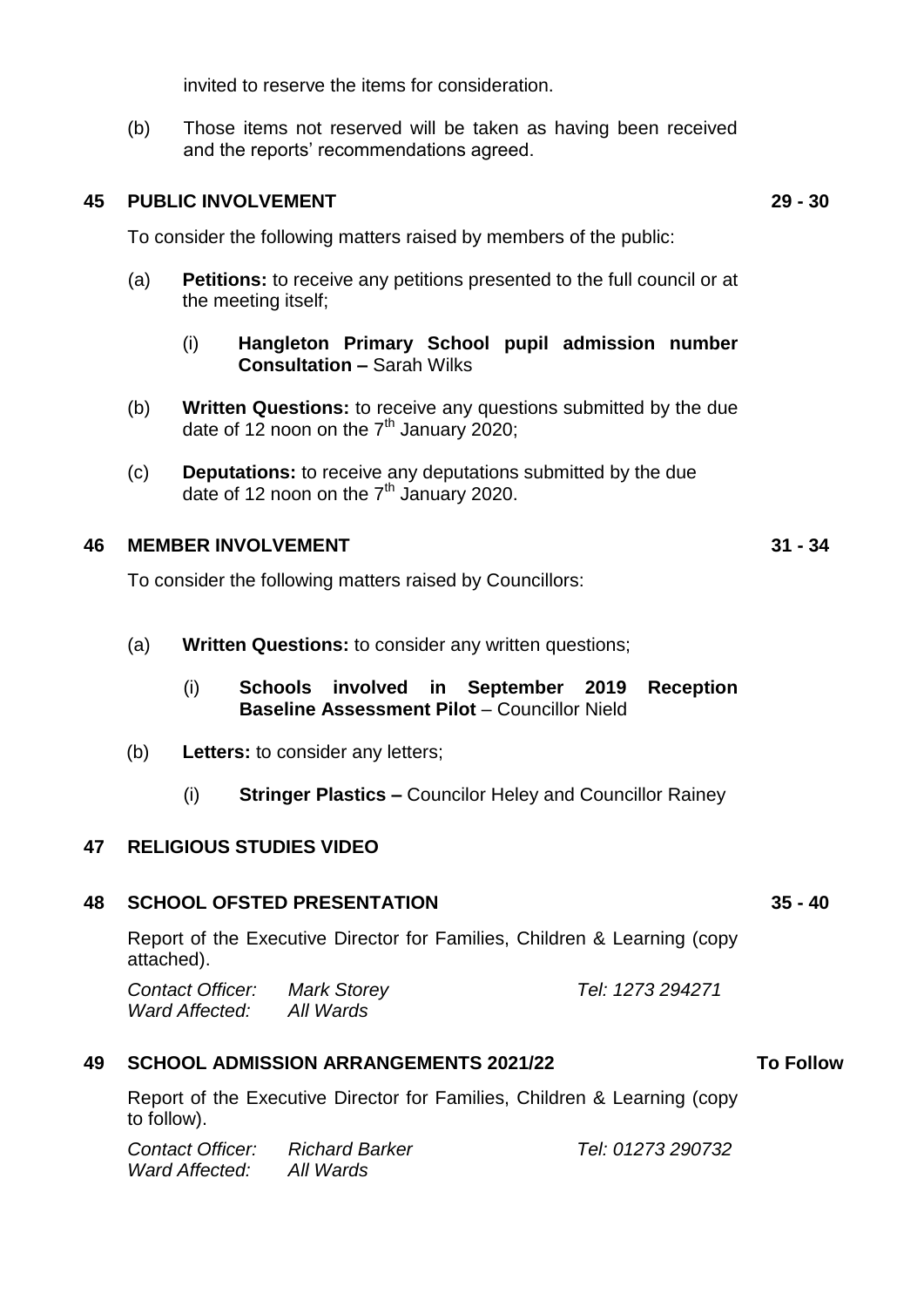invited to reserve the items for consideration.

(b) Those items not reserved will be taken as having been received and the reports' recommendations agreed.

## 45 PUBLIC INVOLVEMENT — 29 - 30

To consider the following matters raised by members of the public:

(a) **Petitions:** to receive any petitions presented to the full council or at the meeting itself;

(i) **Hangleton Primary School pupil admission number Consultation –** Sarah Wilks

(b) **Written Questions:** to receive any questions submitted by the due date of 12 noon on the 7th January 2020;

(c) **Deputations:** to receive any deputations submitted by the due date of 12 noon on the 7th January 2020.

## 46 MEMBER INVOLVEMENT — 31 - 34

To consider the following matters raised by Councillors:

(a) **Written Questions:** to consider any written questions;

(i) **Schools involved in September 2019 Reception Baseline Assessment Pilot** – Councillor Nield

(b) **Letters:** to consider any letters;

(i) **Stringer Plastics –** Councilor Heley and Councillor Rainey

## 47 RELIGIOUS STUDIES VIDEO

## 48 SCHOOL OFSTED PRESENTATION — 35 - 40

Report of the Executive Director for Families, Children & Learning (copy attached).

*Contact Officer:* *Mark Storey* *Tel: 1273 294271*
*Ward Affected:* *All Wards*

## 49 SCHOOL ADMISSION ARRANGEMENTS 2021/22 — To Follow

Report of the Executive Director for Families, Children & Learning (copy to follow).

*Contact Officer:* *Richard Barker* *Tel: 01273 290732*
*Ward Affected:* *All Wards*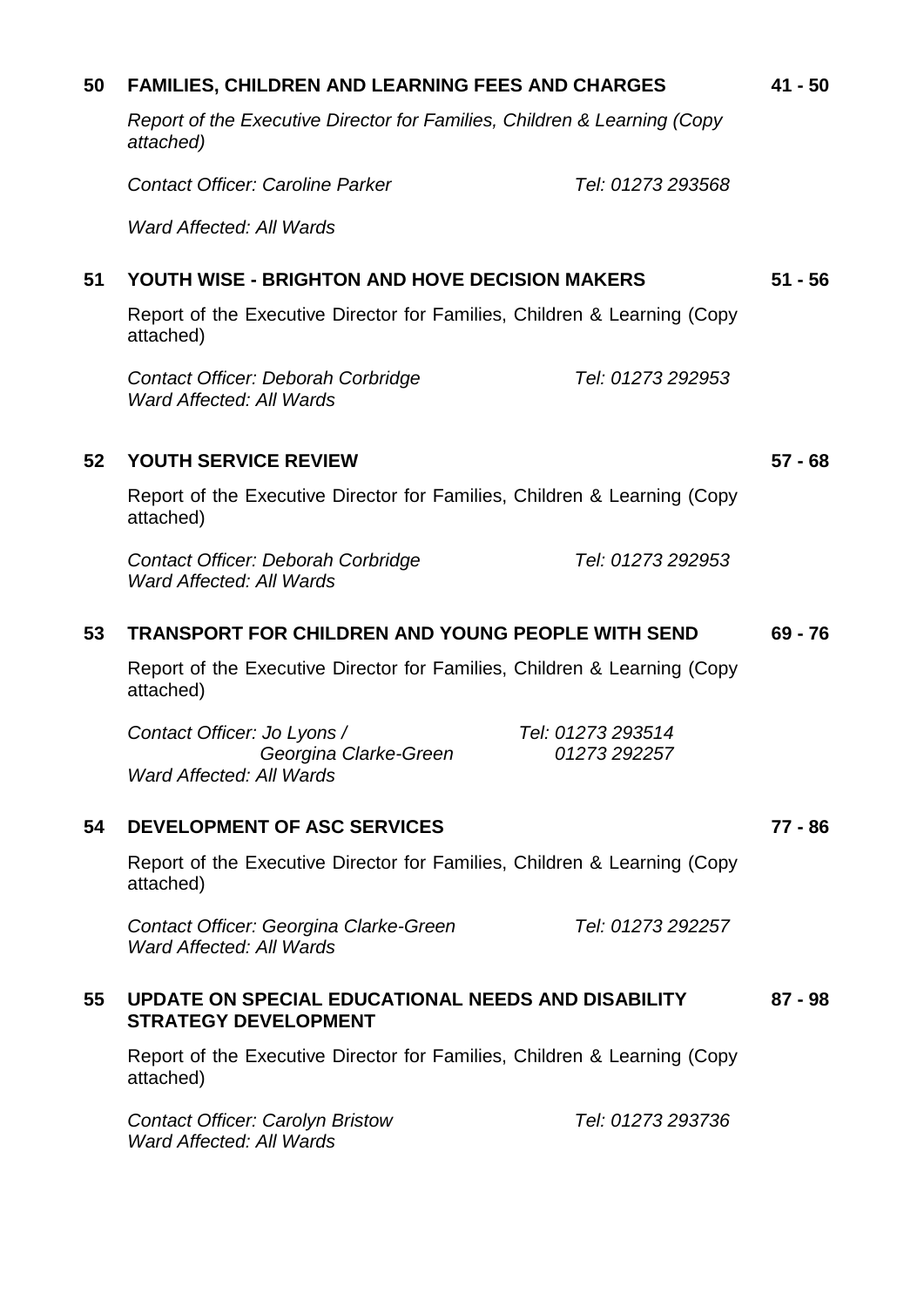**50 FAMILIES, CHILDREN AND LEARNING FEES AND CHARGES** **41 - 50**

*Report of the Executive Director for Families, Children & Learning (Copy attached)*

*Contact Officer: Caroline Parker* *Tel: 01273 293568*

*Ward Affected: All Wards*

**51 YOUTH WISE - BRIGHTON AND HOVE DECISION MAKERS** **51 - 56**

Report of the Executive Director for Families, Children & Learning (Copy attached)

*Contact Officer: Deborah Corbridge* *Tel: 01273 292953*
*Ward Affected: All Wards*

**52 YOUTH SERVICE REVIEW** **57 - 68**

Report of the Executive Director for Families, Children & Learning (Copy attached)

*Contact Officer: Deborah Corbridge* *Tel: 01273 292953*
*Ward Affected: All Wards*

**53 TRANSPORT FOR CHILDREN AND YOUNG PEOPLE WITH SEND** **69 - 76**

Report of the Executive Director for Families, Children & Learning (Copy attached)

*Contact Officer: Jo Lyons / Georgina Clarke-Green* *Tel: 01273 293514 / 01273 292257*
*Ward Affected: All Wards*

**54 DEVELOPMENT OF ASC SERVICES** **77 - 86**

Report of the Executive Director for Families, Children & Learning (Copy attached)

*Contact Officer: Georgina Clarke-Green* *Tel: 01273 292257*
*Ward Affected: All Wards*

**55 UPDATE ON SPECIAL EDUCATIONAL NEEDS AND DISABILITY STRATEGY DEVELOPMENT** **87 - 98**

Report of the Executive Director for Families, Children & Learning (Copy attached)

*Contact Officer: Carolyn Bristow* *Tel: 01273 293736*
*Ward Affected: All Wards*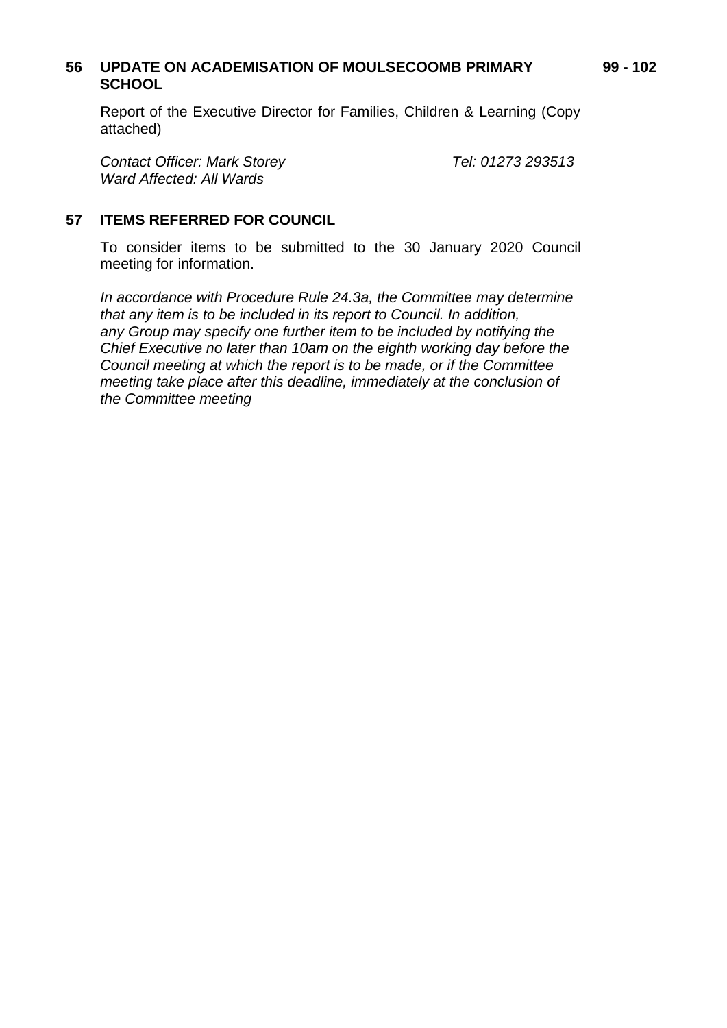## 56 UPDATE ON ACADEMISATION OF MOULSECOOMB PRIMARY SCHOOL — 99 - 102

Report of the Executive Director for Families, Children & Learning (Copy attached)

*Contact Officer: Mark Storey* *Tel: 01273 293513*
*Ward Affected: All Wards*

## 57 ITEMS REFERRED FOR COUNCIL

To consider items to be submitted to the 30 January 2020 Council meeting for information.

*In accordance with Procedure Rule 24.3a, the Committee may determine that any item is to be included in its report to Council. In addition, any Group may specify one further item to be included by notifying the Chief Executive no later than 10am on the eighth working day before the Council meeting at which the report is to be made, or if the Committee meeting take place after this deadline, immediately at the conclusion of the Committee meeting*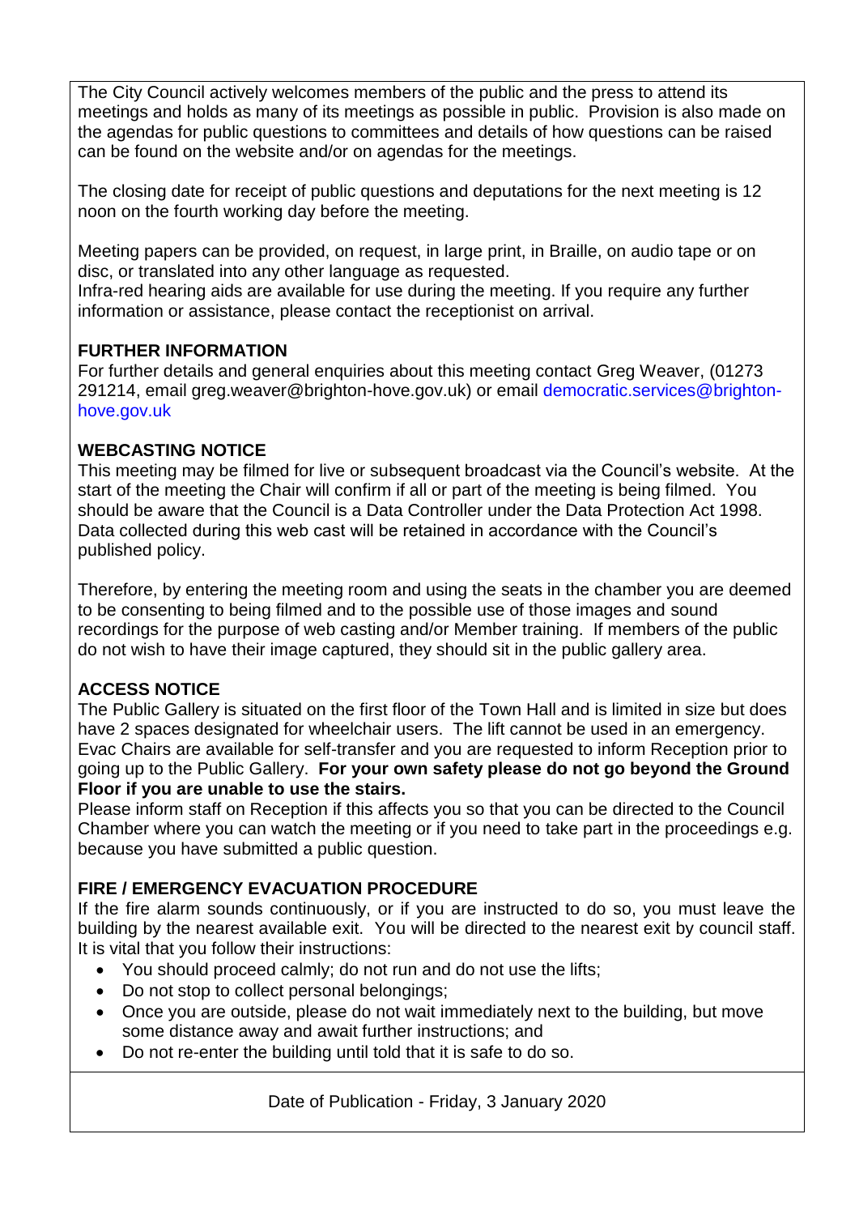The City Council actively welcomes members of the public and the press to attend its meetings and holds as many of its meetings as possible in public. Provision is also made on the agendas for public questions to committees and details of how questions can be raised can be found on the website and/or on agendas for the meetings.

The closing date for receipt of public questions and deputations for the next meeting is 12 noon on the fourth working day before the meeting.

Meeting papers can be provided, on request, in large print, in Braille, on audio tape or on disc, or translated into any other language as requested.
Infra-red hearing aids are available for use during the meeting. If you require any further information or assistance, please contact the receptionist on arrival.

**FURTHER INFORMATION**
For further details and general enquiries about this meeting contact Greg Weaver, (01273 291214, email greg.weaver@brighton-hove.gov.uk) or email democratic.services@brighton-hove.gov.uk

**WEBCASTING NOTICE**
This meeting may be filmed for live or subsequent broadcast via the Council's website. At the start of the meeting the Chair will confirm if all or part of the meeting is being filmed. You should be aware that the Council is a Data Controller under the Data Protection Act 1998. Data collected during this web cast will be retained in accordance with the Council's published policy.

Therefore, by entering the meeting room and using the seats in the chamber you are deemed to be consenting to being filmed and to the possible use of those images and sound recordings for the purpose of web casting and/or Member training. If members of the public do not wish to have their image captured, they should sit in the public gallery area.

**ACCESS NOTICE**
The Public Gallery is situated on the first floor of the Town Hall and is limited in size but does have 2 spaces designated for wheelchair users. The lift cannot be used in an emergency. Evac Chairs are available for self-transfer and you are requested to inform Reception prior to going up to the Public Gallery. **For your own safety please do not go beyond the Ground Floor if you are unable to use the stairs.**
Please inform staff on Reception if this affects you so that you can be directed to the Council Chamber where you can watch the meeting or if you need to take part in the proceedings e.g. because you have submitted a public question.

**FIRE / EMERGENCY EVACUATION PROCEDURE**
If the fire alarm sounds continuously, or if you are instructed to do so, you must leave the building by the nearest available exit. You will be directed to the nearest exit by council staff. It is vital that you follow their instructions:

- You should proceed calmly; do not run and do not use the lifts;
- Do not stop to collect personal belongings;
- Once you are outside, please do not wait immediately next to the building, but move some distance away and await further instructions; and
- Do not re-enter the building until told that it is safe to do so.

Date of Publication - Friday, 3 January 2020